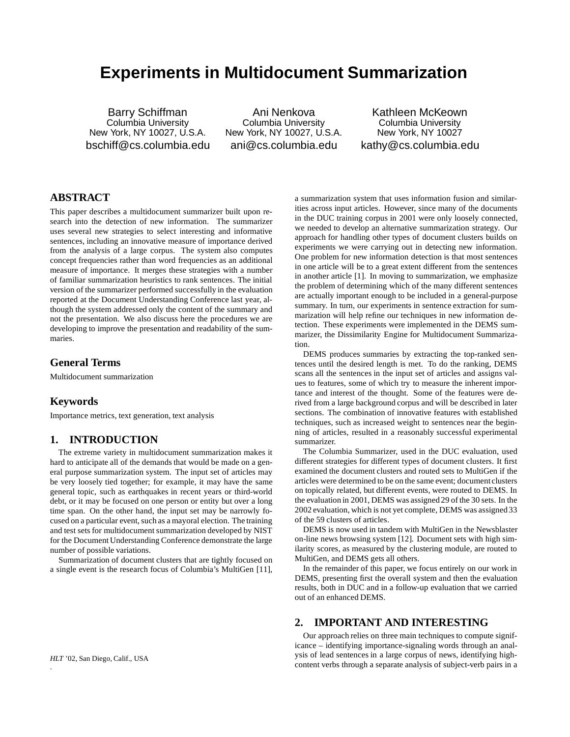# Experiments in Multidocument Summarization

Barry Schiffman
Columbia University
New York, NY 10027, U.S.A.
bschiff@cs.columbia.edu

Ani Nenkova
Columbia University
New York, NY 10027, U.S.A.
ani@cs.columbia.edu

Kathleen McKeown
Columbia University
New York, NY 10027
kathy@cs.columbia.edu

## ABSTRACT

This paper describes a multidocument summarizer built upon research into the detection of new information. The summarizer uses several new strategies to select interesting and informative sentences, including an innovative measure of importance derived from the analysis of a large corpus. The system also computes concept frequencies rather than word frequencies as an additional measure of importance. It merges these strategies with a number of familiar summarization heuristics to rank sentences. The initial version of the summarizer performed successfully in the evaluation reported at the Document Understanding Conference last year, although the system addressed only the content of the summary and not the presentation. We also discuss here the procedures we are developing to improve the presentation and readability of the summaries.

## General Terms

Multidocument summarization

## Keywords

Importance metrics, text generation, text analysis

## 1. INTRODUCTION

The extreme variety in multidocument summarization makes it hard to anticipate all of the demands that would be made on a general purpose summarization system. The input set of articles may be very loosely tied together; for example, it may have the same general topic, such as earthquakes in recent years or third-world debt, or it may be focused on one person or entity but over a long time span. On the other hand, the input set may be narrowly focused on a particular event, such as a mayoral election. The training and test sets for multidocument summarization developed by NIST for the Document Understanding Conference demonstrate the large number of possible variations.

Summarization of document clusters that are tightly focused on a single event is the research focus of Columbia's MultiGen [11], a summarization system that uses information fusion and similarities across input articles. However, since many of the documents in the DUC training corpus in 2001 were only loosely connected, we needed to develop an alternative summarization strategy. Our approach for handling other types of document clusters builds on experiments we were carrying out in detecting new information. One problem for new information detection is that most sentences in one article will be to a great extent different from the sentences in another article [1]. In moving to summarization, we emphasize the problem of determining which of the many different sentences are actually important enough to be included in a general-purpose summary. In turn, our experiments in sentence extraction for summarization will help refine our techniques in new information detection. These experiments were implemented in the DEMS summarizer, the Dissimilarity Engine for Multidocument Summarization.

DEMS produces summaries by extracting the top-ranked sentences until the desired length is met. To do the ranking, DEMS scans all the sentences in the input set of articles and assigns values to features, some of which try to measure the inherent importance and interest of the thought. Some of the features were derived from a large background corpus and will be described in later sections. The combination of innovative features with established techniques, such as increased weight to sentences near the beginning of articles, resulted in a reasonably successful experimental summarizer.

The Columbia Summarizer, used in the DUC evaluation, used different strategies for different types of document clusters. It first examined the document clusters and routed sets to MultiGen if the articles were determined to be on the same event; document clusters on topically related, but different events, were routed to DEMS. In the evaluation in 2001, DEMS was assigned 29 of the 30 sets. In the 2002 evaluation, which is not yet complete, DEMS was assigned 33 of the 59 clusters of articles.

DEMS is now used in tandem with MultiGen in the Newsblaster on-line news browsing system [12]. Document sets with high similarity scores, as measured by the clustering module, are routed to MultiGen, and DEMS gets all others.

In the remainder of this paper, we focus entirely on our work in DEMS, presenting first the overall system and then the evaluation results, both in DUC and in a follow-up evaluation that we carried out of an enhanced DEMS.

## 2. IMPORTANT AND INTERESTING

Our approach relies on three main techniques to compute significance – identifying importance-signaling words through an analysis of lead sentences in a large corpus of news, identifying high-content verbs through a separate analysis of subject-verb pairs in a

*HLT '02*, San Diego, Calif., USA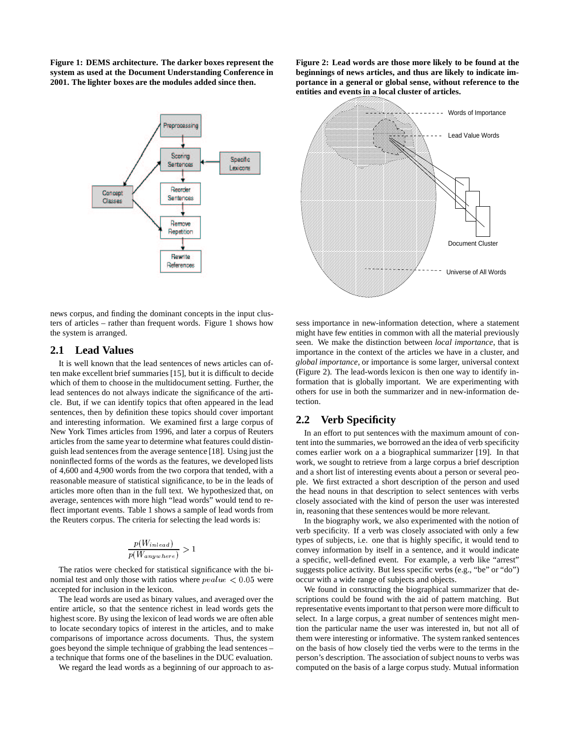**Figure 1: DEMS architecture. The darker boxes represent the system as used at the Document Understanding Conference in 2001. The lighter boxes are the modules added since then.**

**Figure 2: Lead words are those more likely to be found at the beginnings of news articles, and thus are likely to indicate importance in a general or global sense, without reference to the entities and events in a local cluster of articles.**

news corpus, and finding the dominant concepts in the input clusters of articles – rather than frequent words. Figure 1 shows how the system is arranged.

## 2.1 Lead Values

It is well known that the lead sentences of news articles can often make excellent brief summaries [15], but it is difficult to decide which of them to choose in the multidocument setting. Further, the lead sentences do not always indicate the significance of the article. But, if we can identify topics that often appeared in the lead sentences, then by definition these topics should cover important and interesting information. We examined first a large corpus of New York Times articles from 1996, and later a corpus of Reuters articles from the same year to determine what features could distinguish lead sentences from the average sentence [18]. Using just the noninflected forms of the words as the features, we developed lists of 4,600 and 4,900 words from the two corpora that tended, with a reasonable measure of statistical significance, to be in the leads of articles more often than in the full text. We hypothesized that, on average, sentences with more high "lead words" would tend to reflect important events. Table 1 shows a sample of lead words from the Reuters corpus. The criteria for selecting the lead words is:

$$\frac{p(W_{inlead})}{p(W_{anywhere})} > 1$$

The ratios were checked for statistical significance with the binomial test and only those with ratios where $pvalue < 0.05$ were accepted for inclusion in the lexicon.

The lead words are used as binary values, and averaged over the entire article, so that the sentence richest in lead words gets the highest score. By using the lexicon of lead words we are often able to locate secondary topics of interest in the articles, and to make comparisons of importance across documents. Thus, the system goes beyond the simple technique of grabbing the lead sentences – a technique that forms one of the baselines in the DUC evaluation.

We regard the lead words as a beginning of our approach to assess importance in new-information detection, where a statement might have few entities in common with all the material previously seen. We make the distinction between *local importance*, that is importance in the context of the articles we have in a cluster, and *global importance*, or importance is some larger, universal context (Figure 2). The lead-words lexicon is then one way to identify information that is globally important. We are experimenting with others for use in both the summarizer and in new-information detection.

## 2.2 Verb Specificity

In an effort to put sentences with the maximum amount of content into the summaries, we borrowed an the idea of verb specificity comes earlier work on a a biographical summarizer [19]. In that work, we sought to retrieve from a large corpus a brief description and a short list of interesting events about a person or several people. We first extracted a short description of the person and used the head nouns in that description to select sentences with verbs closely associated with the kind of person the user was interested in, reasoning that these sentences would be more relevant.

In the biography work, we also experimented with the notion of verb specificity. If a verb was closely associated with only a few types of subjects, i.e. one that is highly specific, it would tend to convey information by itself in a sentence, and it would indicate a specific, well-defined event. For example, a verb like "arrest" suggests police activity. But less specific verbs (e.g., "be" or "do") occur with a wide range of subjects and objects.

We found in constructing the biographical summarizer that descriptions could be found with the aid of pattern matching. But representative events important to that person were more difficult to select. In a large corpus, a great number of sentences might mention the particular name the user was interested in, but not all of them were interesting or informative. The system ranked sentences on the basis of how closely tied the verbs were to the terms in the person's description. The association of subject nouns to verbs was computed on the basis of a large corpus study. Mutual information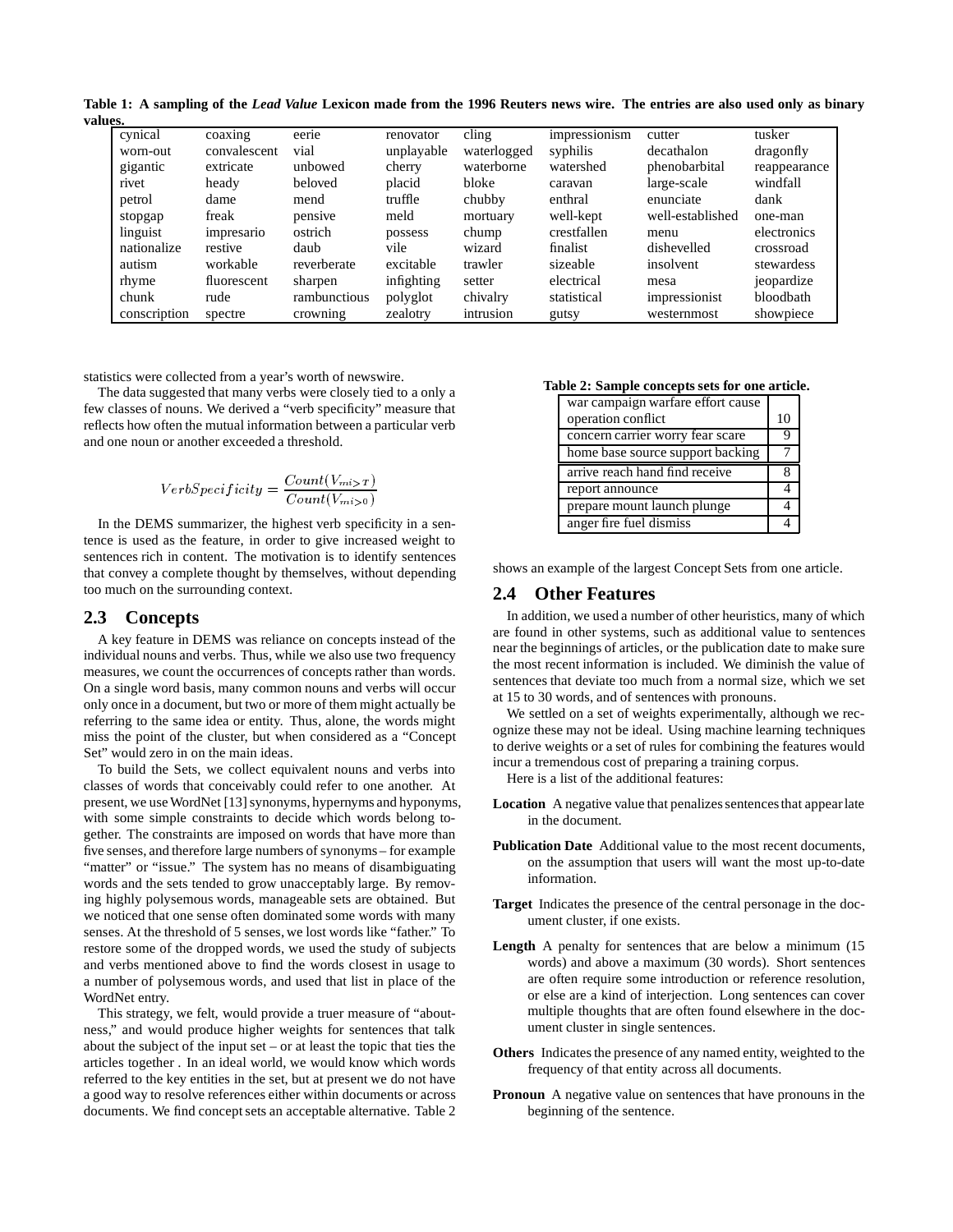**Table 1: A sampling of the *Lead Value* Lexicon made from the 1996 Reuters news wire. The entries are also used only as binary values.**

| | | | | | | | |
|---|---|---|---|---|---|---|---|
| cynical | coaxing | eerie | renovator | cling | impressionism | cutter | tusker |
| worn-out | convalescent | vial | unplayable | waterlogged | syphilis | decathalon | dragonfly |
| gigantic | extricate | unbowed | cherry | waterborne | watershed | phenobarbital | reappearance |
| rivet | heady | beloved | placid | bloke | caravan | large-scale | windfall |
| petrol | dame | mend | truffle | chubby | enthral | enunciate | dank |
| stopgap | freak | pensive | meld | mortuary | well-kept | well-established | one-man |
| linguist | impresario | ostrich | possess | chump | crestfallen | menu | electronics |
| nationalize | restive | daub | vile | wizard | finalist | dishevelled | crossroad |
| autism | workable | reverberate | excitable | trawler | sizeable | insolvent | stewardess |
| rhyme | fluorescent | sharpen | infighting | setter | electrical | mesa | jeopardize |
| chunk | rude | rambunctious | polyglot | chivalry | statistical | impressionist | bloodbath |
| conscription | spectre | crowning | zealotry | intrusion | gutsy | westernmost | showpiece |

statistics were collected from a year's worth of newswire.

The data suggested that many verbs were closely tied to a only a few classes of nouns. We derived a "verb specificity" measure that reflects how often the mutual information between a particular verb and one noun or another exceeded a threshold.

$$VerbSpecificity = \frac{Count(V_{mi>T})}{Count(V_{mi>0})}$$

In the DEMS summarizer, the highest verb specificity in a sentence is used as the feature, in order to give increased weight to sentences rich in content. The motivation is to identify sentences that convey a complete thought by themselves, without depending too much on the surrounding context.

## 2.3 Concepts

A key feature in DEMS was reliance on concepts instead of the individual nouns and verbs. Thus, while we also use two frequency measures, we count the occurrences of concepts rather than words. On a single word basis, many common nouns and verbs will occur only once in a document, but two or more of them might actually be referring to the same idea or entity. Thus, alone, the words might miss the point of the cluster, but when considered as a "Concept Set" would zero in on the main ideas.

To build the Sets, we collect equivalent nouns and verbs into classes of words that conceivably could refer to one another. At present, we use WordNet [13] synonyms, hypernyms and hyponyms, with some simple constraints to decide which words belong together. The constraints are imposed on words that have more than five senses, and therefore large numbers of synonyms – for example "matter" or "issue." The system has no means of disambiguating words and the sets tended to grow unacceptably large. By removing highly polysemous words, manageable sets are obtained. But we noticed that one sense often dominated some words with many senses. At the threshold of 5 senses, we lost words like "father." To restore some of the dropped words, we used the study of subjects and verbs mentioned above to find the words closest in usage to a number of polysemous words, and used that list in place of the WordNet entry.

This strategy, we felt, would provide a truer measure of "aboutness," and would produce higher weights for sentences that talk about the subject of the input set – or at least the topic that ties the articles together . In an ideal world, we would know which words referred to the key entities in the set, but at present we do not have a good way to resolve references either within documents or across documents. We find concept sets an acceptable alternative. Table 2 shows an example of the largest Concept Sets from one article.

**Table 2: Sample concepts sets for one article.**

| Concept set | Count |
|---|---|
| war campaign warfare effort cause operation conflict | 10 |
| concern carrier worry fear scare | 9 |
| home base source support backing | 7 |
| arrive reach hand find receive | 8 |
| report announce | 4 |
| prepare mount launch plunge | 4 |
| anger fire fuel dismiss | 4 |

## 2.4 Other Features

In addition, we used a number of other heuristics, many of which are found in other systems, such as additional value to sentences near the beginnings of articles, or the publication date to make sure the most recent information is included. We diminish the value of sentences that deviate too much from a normal size, which we set at 15 to 30 words, and of sentences with pronouns.

We settled on a set of weights experimentally, although we recognize these may not be ideal. Using machine learning techniques to derive weights or a set of rules for combining the features would incur a tremendous cost of preparing a training corpus.

Here is a list of the additional features:

**Location** A negative value that penalizes sentences that appear late in the document.

**Publication Date** Additional value to the most recent documents, on the assumption that users will want the most up-to-date information.

**Target** Indicates the presence of the central personage in the document cluster, if one exists.

**Length** A penalty for sentences that are below a minimum (15 words) and above a maximum (30 words). Short sentences are often require some introduction or reference resolution, or else are a kind of interjection. Long sentences can cover multiple thoughts that are often found elsewhere in the document cluster in single sentences.

**Others** Indicates the presence of any named entity, weighted to the frequency of that entity across all documents.

**Pronoun** A negative value on sentences that have pronouns in the beginning of the sentence.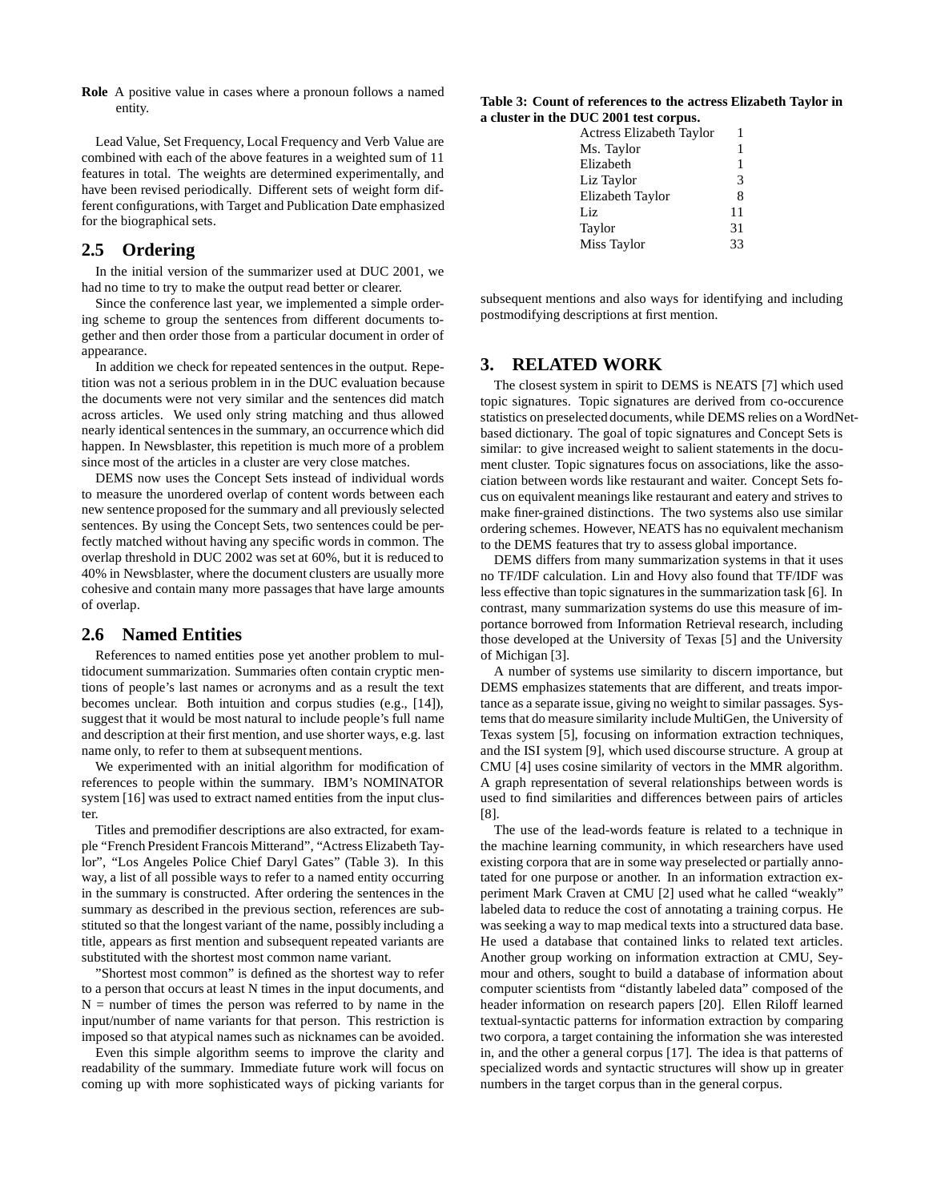**Role** A positive value in cases where a pronoun follows a named entity.

Lead Value, Set Frequency, Local Frequency and Verb Value are combined with each of the above features in a weighted sum of 11 features in total. The weights are determined experimentally, and have been revised periodically. Different sets of weight form different configurations, with Target and Publication Date emphasized for the biographical sets.

## 2.5 Ordering

In the initial version of the summarizer used at DUC 2001, we had no time to try to make the output read better or clearer.

Since the conference last year, we implemented a simple ordering scheme to group the sentences from different documents together and then order those from a particular document in order of appearance.

In addition we check for repeated sentences in the output. Repetition was not a serious problem in in the DUC evaluation because the documents were not very similar and the sentences did match across articles. We used only string matching and thus allowed nearly identical sentences in the summary, an occurrence which did happen. In Newsblaster, this repetition is much more of a problem since most of the articles in a cluster are very close matches.

DEMS now uses the Concept Sets instead of individual words to measure the unordered overlap of content words between each new sentence proposed for the summary and all previously selected sentences. By using the Concept Sets, two sentences could be perfectly matched without having any specific words in common. The overlap threshold in DUC 2002 was set at 60%, but it is reduced to 40% in Newsblaster, where the document clusters are usually more cohesive and contain many more passages that have large amounts of overlap.

## 2.6 Named Entities

References to named entities pose yet another problem to multidocument summarization. Summaries often contain cryptic mentions of people's last names or acronyms and as a result the text becomes unclear. Both intuition and corpus studies (e.g., [14]), suggest that it would be most natural to include people's full name and description at their first mention, and use shorter ways, e.g. last name only, to refer to them at subsequent mentions.

We experimented with an initial algorithm for modification of references to people within the summary. IBM's NOMINATOR system [16] was used to extract named entities from the input cluster.

Titles and premodifier descriptions are also extracted, for example "French President Francois Mitterand", "Actress Elizabeth Taylor", "Los Angeles Police Chief Daryl Gates" (Table 3). In this way, a list of all possible ways to refer to a named entity occurring in the summary is constructed. After ordering the sentences in the summary as described in the previous section, references are substituted so that the longest variant of the name, possibly including a title, appears as first mention and subsequent repeated variants are substituted with the shortest most common name variant.

"Shortest most common" is defined as the shortest way to refer to a person that occurs at least N times in the input documents, and N = number of times the person was referred to by name in the input/number of name variants for that person. This restriction is imposed so that atypical names such as nicknames can be avoided.

Even this simple algorithm seems to improve the clarity and readability of the summary. Immediate future work will focus on coming up with more sophisticated ways of picking variants for subsequent mentions and also ways for identifying and including postmodifying descriptions at first mention.

**Table 3: Count of references to the actress Elizabeth Taylor in a cluster in the DUC 2001 test corpus.**

| Reference | Count |
|---|---|
| Actress Elizabeth Taylor | 1 |
| Ms. Taylor | 1 |
| Elizabeth | 1 |
| Liz Taylor | 3 |
| Elizabeth Taylor | 8 |
| Liz | 11 |
| Taylor | 31 |
| Miss Taylor | 33 |

# 3. RELATED WORK

The closest system in spirit to DEMS is NEATS [7] which used topic signatures. Topic signatures are derived from co-occurence statistics on preselected documents, while DEMS relies on a WordNet-based dictionary. The goal of topic signatures and Concept Sets is similar: to give increased weight to salient statements in the document cluster. Topic signatures focus on associations, like the association between words like restaurant and waiter. Concept Sets focus on equivalent meanings like restaurant and eatery and strives to make finer-grained distinctions. The two systems also use similar ordering schemes. However, NEATS has no equivalent mechanism to the DEMS features that try to assess global importance.

DEMS differs from many summarization systems in that it uses no TF/IDF calculation. Lin and Hovy also found that TF/IDF was less effective than topic signatures in the summarization task [6]. In contrast, many summarization systems do use this measure of importance borrowed from Information Retrieval research, including those developed at the University of Texas [5] and the University of Michigan [3].

A number of systems use similarity to discern importance, but DEMS emphasizes statements that are different, and treats importance as a separate issue, giving no weight to similar passages. Systems that do measure similarity include MultiGen, the University of Texas system [5], focusing on information extraction techniques, and the ISI system [9], which used discourse structure. A group at CMU [4] uses cosine similarity of vectors in the MMR algorithm. A graph representation of several relationships between words is used to find similarities and differences between pairs of articles [8].

The use of the lead-words feature is related to a technique in the machine learning community, in which researchers have used existing corpora that are in some way preselected or partially annotated for one purpose or another. In an information extraction experiment Mark Craven at CMU [2] used what he called "weakly" labeled data to reduce the cost of annotating a training corpus. He was seeking a way to map medical texts into a structured data base. He used a database that contained links to related text articles. Another group working on information extraction at CMU, Seymour and others, sought to build a database of information about computer scientists from "distantly labeled data" composed of the header information on research papers [20]. Ellen Riloff learned textual-syntactic patterns for information extraction by comparing two corpora, a target containing the information she was interested in, and the other a general corpus [17]. The idea is that patterns of specialized words and syntactic structures will show up in greater numbers in the target corpus than in the general corpus.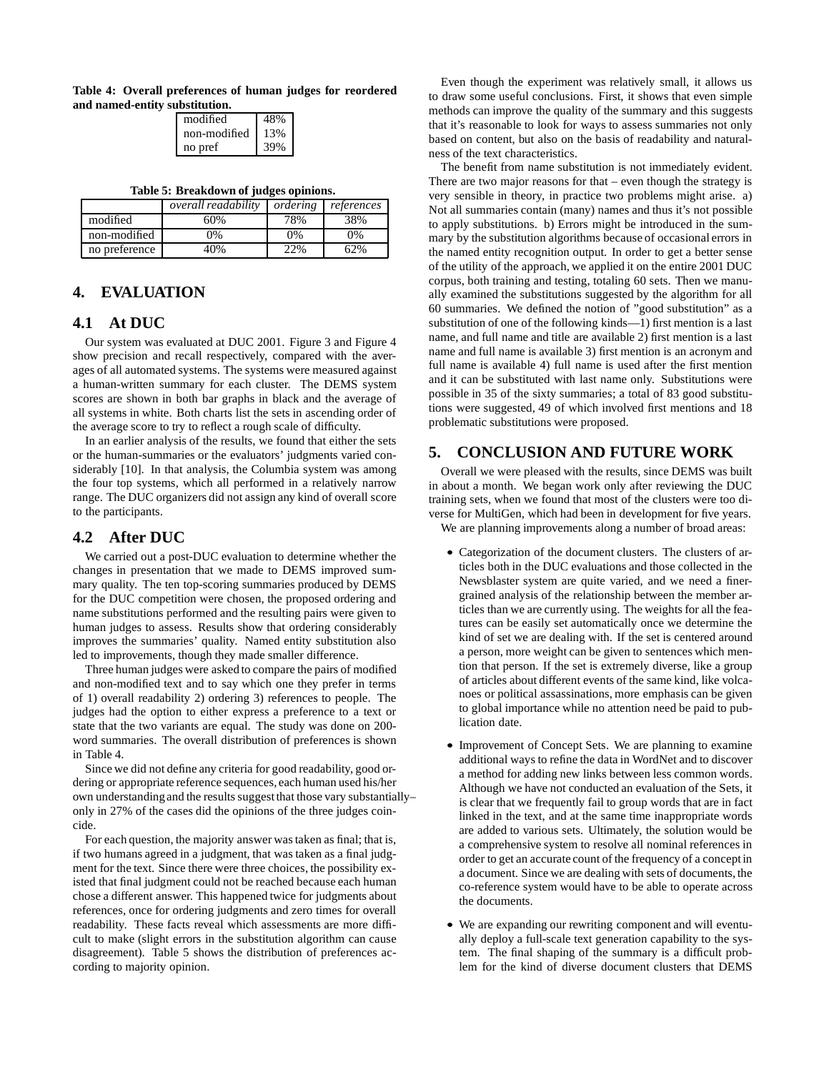**Table 4: Overall preferences of human judges for reordered and named-entity substitution.**

| | |
|---|---|
| modified | 48% |
| non-modified | 13% |
| no pref | 39% |

**Table 5: Breakdown of judges opinions.**

| | *overall readability* | *ordering* | *references* |
|---|---|---|---|
| modified | 60% | 78% | 38% |
| non-modified | 0% | 0% | 0% |
| no preference | 40% | 22% | 62% |

# 4. EVALUATION

## 4.1 At DUC

Our system was evaluated at DUC 2001. Figure 3 and Figure 4 show precision and recall respectively, compared with the averages of all automated systems. The systems were measured against a human-written summary for each cluster. The DEMS system scores are shown in both bar graphs in black and the average of all systems in white. Both charts list the sets in ascending order of the average score to try to reflect a rough scale of difficulty.

In an earlier analysis of the results, we found that either the sets or the human-summaries or the evaluators' judgments varied considerably [10]. In that analysis, the Columbia system was among the four top systems, which all performed in a relatively narrow range. The DUC organizers did not assign any kind of overall score to the participants.

## 4.2 After DUC

We carried out a post-DUC evaluation to determine whether the changes in presentation that we made to DEMS improved summary quality. The ten top-scoring summaries produced by DEMS for the DUC competition were chosen, the proposed ordering and name substitutions performed and the resulting pairs were given to human judges to assess. Results show that ordering considerably improves the summaries' quality. Named entity substitution also led to improvements, though they made smaller difference.

Three human judges were asked to compare the pairs of modified and non-modified text and to say which one they prefer in terms of 1) overall readability 2) ordering 3) references to people. The judges had the option to either express a preference to a text or state that the two variants are equal. The study was done on 200-word summaries. The overall distribution of preferences is shown in Table 4.

Since we did not define any criteria for good readability, good ordering or appropriate reference sequences, each human used his/her own understanding and the results suggest that those vary substantially–only in 27% of the cases did the opinions of the three judges coincide.

For each question, the majority answer was taken as final; that is, if two humans agreed in a judgment, that was taken as a final judgment for the text. Since there were three choices, the possibility existed that final judgment could not be reached because each human chose a different answer. This happened twice for judgments about references, once for ordering judgments and zero times for overall readability. These facts reveal which assessments are more difficult to make (slight errors in the substitution algorithm can cause disagreement). Table 5 shows the distribution of preferences according to majority opinion.

Even though the experiment was relatively small, it allows us to draw some useful conclusions. First, it shows that even simple methods can improve the quality of the summary and this suggests that it's reasonable to look for ways to assess summaries not only based on content, but also on the basis of readability and naturalness of the text characteristics.

The benefit from name substitution is not immediately evident. There are two major reasons for that – even though the strategy is very sensible in theory, in practice two problems might arise. a) Not all summaries contain (many) names and thus it's not possible to apply substitutions. b) Errors might be introduced in the summary by the substitution algorithms because of occasional errors in the named entity recognition output. In order to get a better sense of the utility of the approach, we applied it on the entire 2001 DUC corpus, both training and testing, totaling 60 sets. Then we manually examined the substitutions suggested by the algorithm for all 60 summaries. We defined the notion of "good substitution" as a substitution of one of the following kinds—1) first mention is a last name, and full name and title are available 2) first mention is a last name and full name is available 3) first mention is an acronym and full name is available 4) full name is used after the first mention and it can be substituted with last name only. Substitutions were possible in 35 of the sixty summaries; a total of 83 good substitutions were suggested, 49 of which involved first mentions and 18 problematic substitutions were proposed.

# 5. CONCLUSION AND FUTURE WORK

Overall we were pleased with the results, since DEMS was built in about a month. We began work only after reviewing the DUC training sets, when we found that most of the clusters were too diverse for MultiGen, which had been in development for five years.

We are planning improvements along a number of broad areas:

- Categorization of the document clusters. The clusters of articles both in the DUC evaluations and those collected in the Newsblaster system are quite varied, and we need a finer-grained analysis of the relationship between the member articles than we are currently using. The weights for all the features can be easily set automatically once we determine the kind of set we are dealing with. If the set is centered around a person, more weight can be given to sentences which mention that person. If the set is extremely diverse, like a group of articles about different events of the same kind, like volcanoes or political assassinations, more emphasis can be given to global importance while no attention need be paid to publication date.

- Improvement of Concept Sets. We are planning to examine additional ways to refine the data in WordNet and to discover a method for adding new links between less common words. Although we have not conducted an evaluation of the Sets, it is clear that we frequently fail to group words that are in fact linked in the text, and at the same time inappropriate words are added to various sets. Ultimately, the solution would be a comprehensive system to resolve all nominal references in order to get an accurate count of the frequency of a concept in a document. Since we are dealing with sets of documents, the co-reference system would have to be able to operate across the documents.

- We are expanding our rewriting component and will eventually deploy a full-scale text generation capability to the system. The final shaping of the summary is a difficult problem for the kind of diverse document clusters that DEMS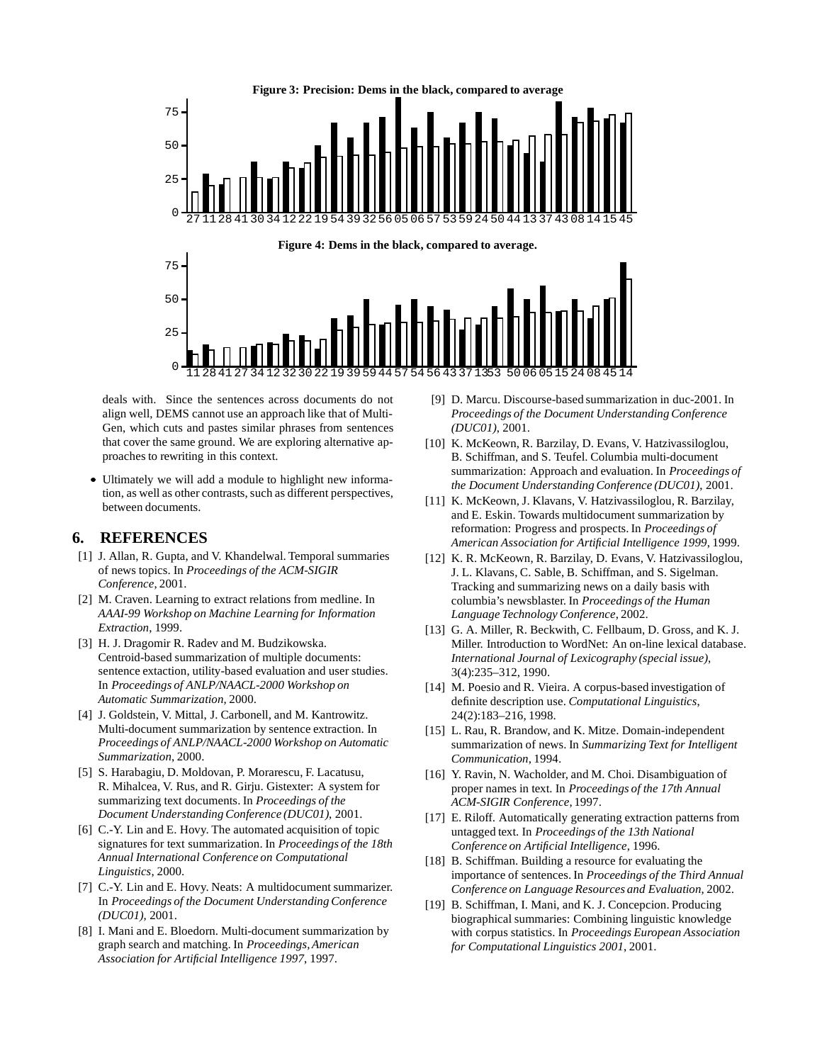**Figure 3: Precision: Dems in the black, compared to average**

**Figure 4: Dems in the black, compared to average.**

deals with. Since the sentences across documents do not align well, DEMS cannot use an approach like that of MultiGen, which cuts and pastes similar phrases from sentences that cover the same ground. We are exploring alternative approaches to rewriting in this context.

- Ultimately we will add a module to highlight new information, as well as other contrasts, such as different perspectives, between documents.

## 6. REFERENCES

[1] J. Allan, R. Gupta, and V. Khandelwal. Temporal summaries of news topics. In *Proceedings of the ACM-SIGIR Conference*, 2001.

[2] M. Craven. Learning to extract relations from medline. In *AAAI-99 Workshop on Machine Learning for Information Extraction*, 1999.

[3] H. J. Dragomir R. Radev and M. Budzikowska. Centroid-based summarization of multiple documents: sentence extaction, utility-based evaluation and user studies. In *Proceedings of ANLP/NAACL-2000 Workshop on Automatic Summarization*, 2000.

[4] J. Goldstein, V. Mittal, J. Carbonell, and M. Kantrowitz. Multi-document summarization by sentence extraction. In *Proceedings of ANLP/NAACL-2000 Workshop on Automatic Summarization*, 2000.

[5] S. Harabagiu, D. Moldovan, P. Morarescu, F. Lacatusu, R. Mihalcea, V. Rus, and R. Girju. Gistexter: A system for summarizing text documents. In *Proceedings of the Document Understanding Conference (DUC01)*, 2001.

[6] C.-Y. Lin and E. Hovy. The automated acquisition of topic signatures for text summarization. In *Proceedings of the 18th Annual International Conference on Computational Linguistics*, 2000.

[7] C.-Y. Lin and E. Hovy. Neats: A multidocument summarizer. In *Proceedings of the Document Understanding Conference (DUC01)*, 2001.

[8] I. Mani and E. Bloedorn. Multi-document summarization by graph search and matching. In *Proceedings, American Association for Artificial Intelligence 1997*, 1997.

[9] D. Marcu. Discourse-based summarization in duc-2001. In *Proceedings of the Document Understanding Conference (DUC01)*, 2001.

[10] K. McKeown, R. Barzilay, D. Evans, V. Hatzivassiloglou, B. Schiffman, and S. Teufel. Columbia multi-document summarization: Approach and evaluation. In *Proceedings of the Document Understanding Conference (DUC01)*, 2001.

[11] K. McKeown, J. Klavans, V. Hatzivassiloglou, R. Barzilay, and E. Eskin. Towards multidocument summarization by reformation: Progress and prospects. In *Proceedings of American Association for Artificial Intelligence 1999*, 1999.

[12] K. R. McKeown, R. Barzilay, D. Evans, V. Hatzivassiloglou, J. L. Klavans, C. Sable, B. Schiffman, and S. Sigelman. Tracking and summarizing news on a daily basis with columbia's newsblaster. In *Proceedings of the Human Language Technology Conference*, 2002.

[13] G. A. Miller, R. Beckwith, C. Fellbaum, D. Gross, and K. J. Miller. Introduction to WordNet: An on-line lexical database. *International Journal of Lexicography (special issue)*, 3(4):235–312, 1990.

[14] M. Poesio and R. Vieira. A corpus-based investigation of definite description use. *Computational Linguistics*, 24(2):183–216, 1998.

[15] L. Rau, R. Brandow, and K. Mitze. Domain-independent summarization of news. In *Summarizing Text for Intelligent Communication*, 1994.

[16] Y. Ravin, N. Wacholder, and M. Choi. Disambiguation of proper names in text. In *Proceedings of the 17th Annual ACM-SIGIR Conference*, 1997.

[17] E. Riloff. Automatically generating extraction patterns from untagged text. In *Proceedings of the 13th National Conference on Artificial Intelligence*, 1996.

[18] B. Schiffman. Building a resource for evaluating the importance of sentences. In *Proceedings of the Third Annual Conference on Language Resources and Evaluation*, 2002.

[19] B. Schiffman, I. Mani, and K. J. Concepcion. Producing biographical summaries: Combining linguistic knowledge with corpus statistics. In *Proceedings European Association for Computational Linguistics 2001*, 2001.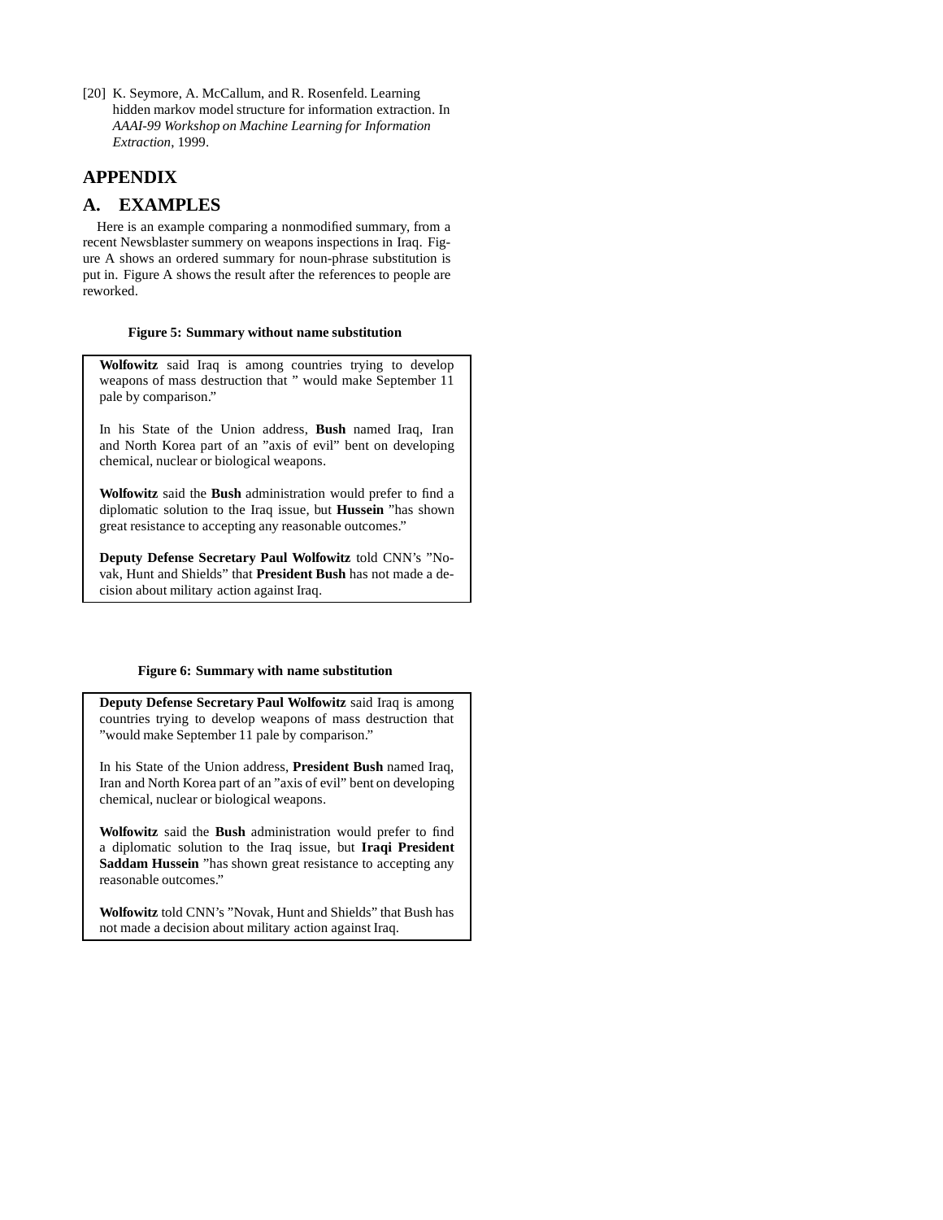[20] K. Seymore, A. McCallum, and R. Rosenfeld. Learning hidden markov model structure for information extraction. In *AAAI-99 Workshop on Machine Learning for Information Extraction*, 1999.

# APPENDIX

## A. EXAMPLES

Here is an example comparing a nonmodified summary, from a recent Newsblaster summery on weapons inspections in Iraq. Figure A shows an ordered summary for noun-phrase substitution is put in. Figure A shows the result after the references to people are reworked.

**Figure 5: Summary without name substitution**

> **Wolfowitz** said Iraq is among countries trying to develop weapons of mass destruction that " would make September 11 pale by comparison."
>
> In his State of the Union address, **Bush** named Iraq, Iran and North Korea part of an "axis of evil" bent on developing chemical, nuclear or biological weapons.
>
> **Wolfowitz** said the **Bush** administration would prefer to find a diplomatic solution to the Iraq issue, but **Hussein** "has shown great resistance to accepting any reasonable outcomes."
>
> **Deputy Defense Secretary Paul Wolfowitz** told CNN's "Novak, Hunt and Shields" that **President Bush** has not made a decision about military action against Iraq.

**Figure 6: Summary with name substitution**

> **Deputy Defense Secretary Paul Wolfowitz** said Iraq is among countries trying to develop weapons of mass destruction that "would make September 11 pale by comparison."
>
> In his State of the Union address, **President Bush** named Iraq, Iran and North Korea part of an "axis of evil" bent on developing chemical, nuclear or biological weapons.
>
> **Wolfowitz** said the **Bush** administration would prefer to find a diplomatic solution to the Iraq issue, but **Iraqi President Saddam Hussein** "has shown great resistance to accepting any reasonable outcomes."
>
> **Wolfowitz** told CNN's "Novak, Hunt and Shields" that Bush has not made a decision about military action against Iraq.